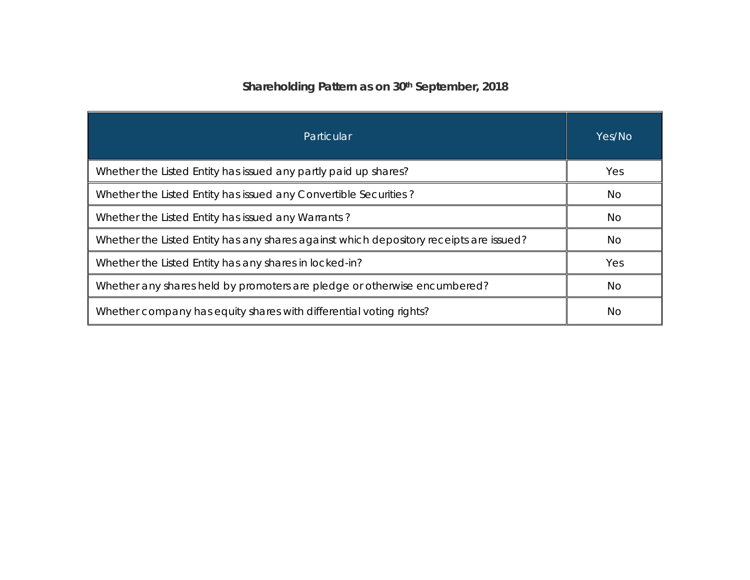## Shareholding Pattern as on 30th September, 2018

| Particular | Yes/No |
|---|---|
| Whether the Listed Entity has issued any partly paid up shares? | Yes |
| Whether the Listed Entity has issued any Convertible Securities ? | No |
| Whether the Listed Entity has issued any Warrants ? | No |
| Whether the Listed Entity has any shares against which depository receipts are issued? | No |
| Whether the Listed Entity has any shares in locked-in? | Yes |
| Whether any shares held by promoters are pledge or otherwise encumbered? | No |
| Whether company has equity shares with differential voting rights? | No |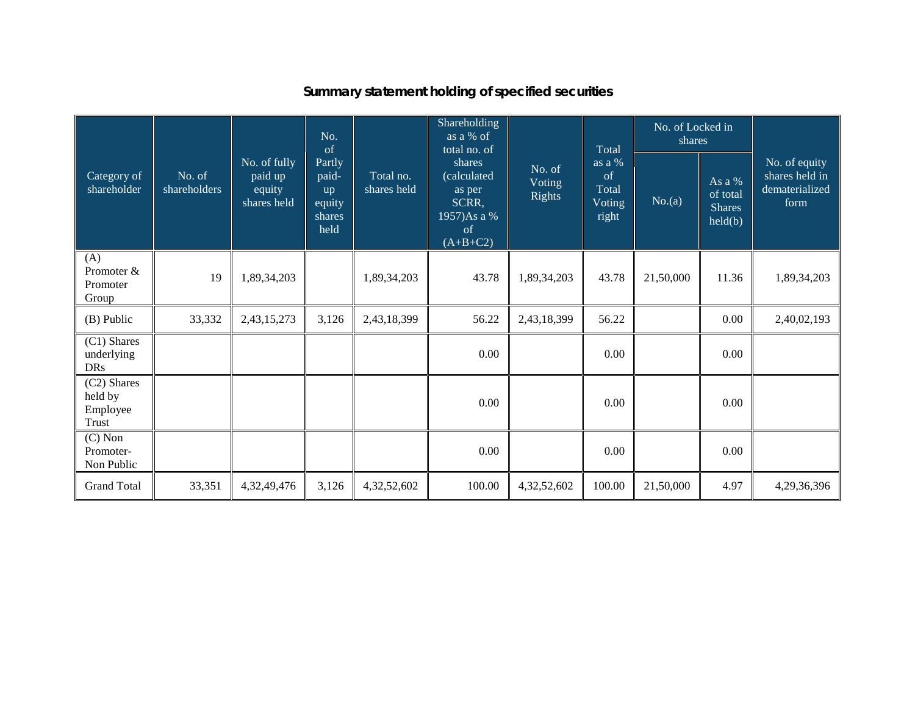## Summary statement holding of specified securities

| Category of shareholder | No. of shareholders | No. of fully paid up equity shares held | No. of Partly paid-up equity shares held | Total no. shares held | Shareholding as a % of total no. of shares (calculated as per SCRR, 1957)As a % of (A+B+C2) | No. of Voting Rights | Total as a % of Total Voting right | No. of Locked in shares | | No. of equity shares held in dematerialized form |
|---|---|---|---|---|---|---|---|---|---|---|
| | | | | | | | | No.(a) | As a % of total Shares held(b) | |
| (A) Promoter & Promoter Group | 19 | 1,89,34,203 | | 1,89,34,203 | 43.78 | 1,89,34,203 | 43.78 | 21,50,000 | 11.36 | 1,89,34,203 |
| (B) Public | 33,332 | 2,43,15,273 | 3,126 | 2,43,18,399 | 56.22 | 2,43,18,399 | 56.22 | | 0.00 | 2,40,02,193 |
| (C1) Shares underlying DRs | | | | | 0.00 | | 0.00 | | 0.00 | |
| (C2) Shares held by Employee Trust | | | | | 0.00 | | 0.00 | | 0.00 | |
| (C) Non Promoter-Non Public | | | | | 0.00 | | 0.00 | | 0.00 | |
| Grand Total | 33,351 | 4,32,49,476 | 3,126 | 4,32,52,602 | 100.00 | 4,32,52,602 | 100.00 | 21,50,000 | 4.97 | 4,29,36,396 |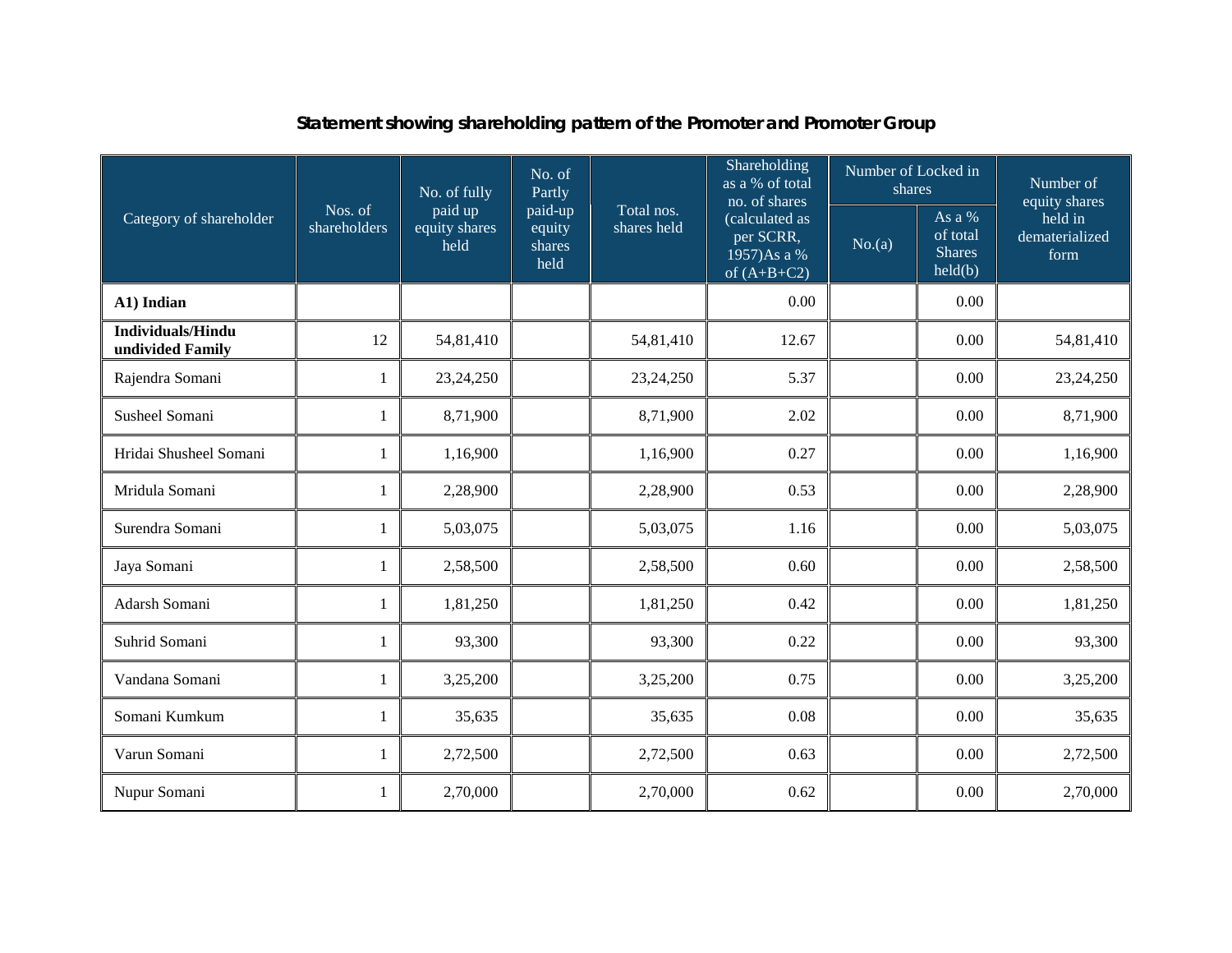## Statement showing shareholding pattern of the Promoter and Promoter Group

| Category of shareholder | Nos. of shareholders | No. of fully paid up equity shares held | No. of Partly paid-up equity shares held | Total nos. shares held | Shareholding as a % of total no. of shares (calculated as per SCRR, 1957)As a % of (A+B+C2) | Number of Locked in shares | | Number of equity shares held in dematerialized form |
|---|---|---|---|---|---|---|---|---|
| | | | | | | No.(a) | As a % of total Shares held(b) | |
| **A1) Indian** | | | | | 0.00 | | 0.00 | |
| **Individuals/Hindu undivided Family** | 12 | 54,81,410 | | 54,81,410 | 12.67 | | 0.00 | 54,81,410 |
| Rajendra Somani | 1 | 23,24,250 | | 23,24,250 | 5.37 | | 0.00 | 23,24,250 |
| Susheel Somani | 1 | 8,71,900 | | 8,71,900 | 2.02 | | 0.00 | 8,71,900 |
| Hridai Shusheel Somani | 1 | 1,16,900 | | 1,16,900 | 0.27 | | 0.00 | 1,16,900 |
| Mridula Somani | 1 | 2,28,900 | | 2,28,900 | 0.53 | | 0.00 | 2,28,900 |
| Surendra Somani | 1 | 5,03,075 | | 5,03,075 | 1.16 | | 0.00 | 5,03,075 |
| Jaya Somani | 1 | 2,58,500 | | 2,58,500 | 0.60 | | 0.00 | 2,58,500 |
| Adarsh Somani | 1 | 1,81,250 | | 1,81,250 | 0.42 | | 0.00 | 1,81,250 |
| Suhrid Somani | 1 | 93,300 | | 93,300 | 0.22 | | 0.00 | 93,300 |
| Vandana Somani | 1 | 3,25,200 | | 3,25,200 | 0.75 | | 0.00 | 3,25,200 |
| Somani Kumkum | 1 | 35,635 | | 35,635 | 0.08 | | 0.00 | 35,635 |
| Varun Somani | 1 | 2,72,500 | | 2,72,500 | 0.63 | | 0.00 | 2,72,500 |
| Nupur Somani | 1 | 2,70,000 | | 2,70,000 | 0.62 | | 0.00 | 2,70,000 |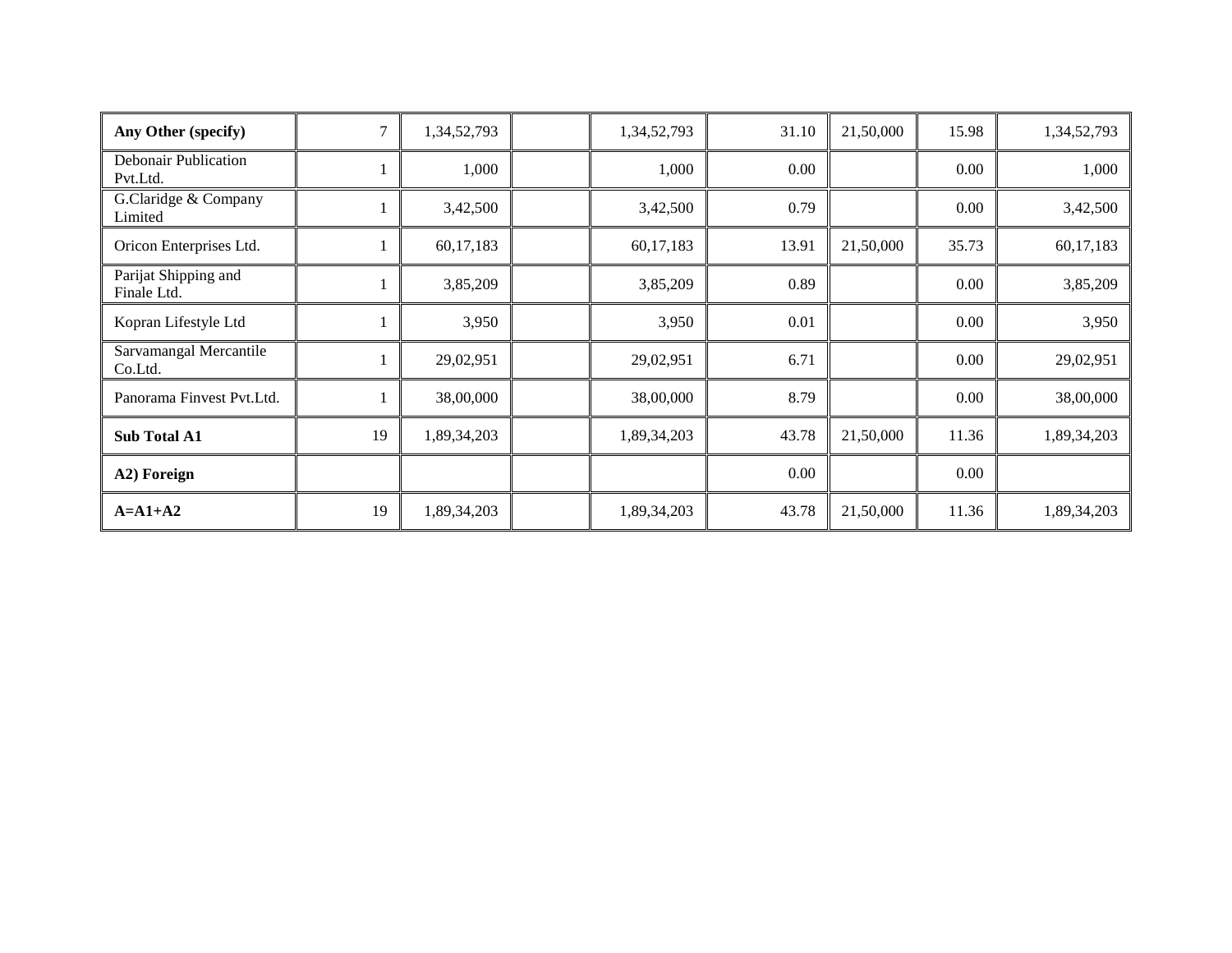| | | | | | | | | |
|---|---|---|---|---|---|---|---|---|
| **Any Other (specify)** | 7 | 1,34,52,793 | | 1,34,52,793 | 31.10 | 21,50,000 | 15.98 | 1,34,52,793 |
| Debonair Publication Pvt.Ltd. | 1 | 1,000 | | 1,000 | 0.00 | | 0.00 | 1,000 |
| G.Claridge & Company Limited | 1 | 3,42,500 | | 3,42,500 | 0.79 | | 0.00 | 3,42,500 |
| Oricon Enterprises Ltd. | 1 | 60,17,183 | | 60,17,183 | 13.91 | 21,50,000 | 35.73 | 60,17,183 |
| Parijat Shipping and Finale Ltd. | 1 | 3,85,209 | | 3,85,209 | 0.89 | | 0.00 | 3,85,209 |
| Kopran Lifestyle Ltd | 1 | 3,950 | | 3,950 | 0.01 | | 0.00 | 3,950 |
| Sarvamangal Mercantile Co.Ltd. | 1 | 29,02,951 | | 29,02,951 | 6.71 | | 0.00 | 29,02,951 |
| Panorama Finvest Pvt.Ltd. | 1 | 38,00,000 | | 38,00,000 | 8.79 | | 0.00 | 38,00,000 |
| **Sub Total A1** | 19 | 1,89,34,203 | | 1,89,34,203 | 43.78 | 21,50,000 | 11.36 | 1,89,34,203 |
| **A2) Foreign** | | | | | 0.00 | | 0.00 | |
| **A=A1+A2** | 19 | 1,89,34,203 | | 1,89,34,203 | 43.78 | 21,50,000 | 11.36 | 1,89,34,203 |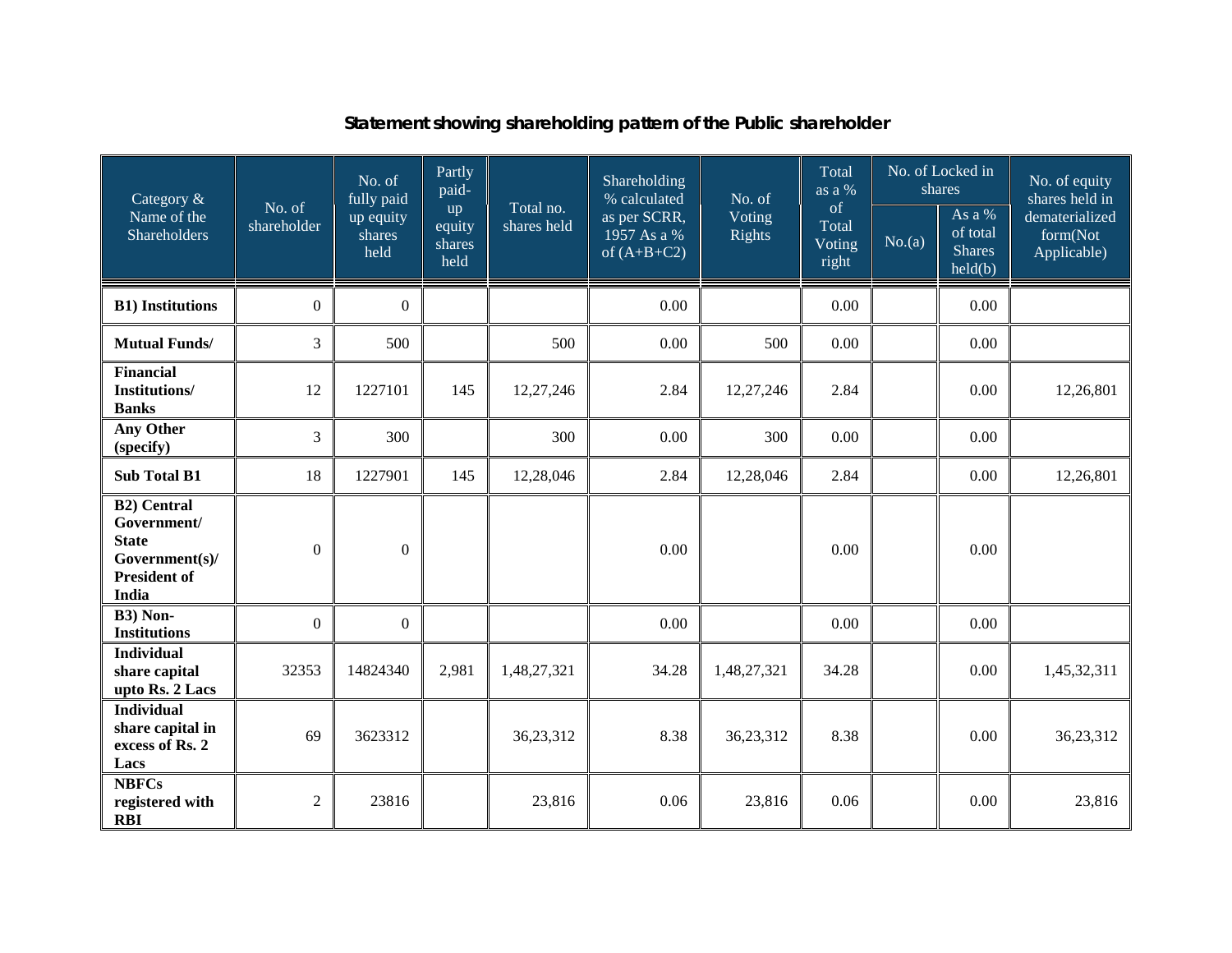## Statement showing shareholding pattern of the Public shareholder

| Category & Name of the Shareholders | No. of shareholder | No. of fully paid up equity shares held | Partly paid-up equity shares held | Total no. shares held | Shareholding % calculated as per SCRR, 1957 As a % of (A+B+C2) | No. of Voting Rights | Total as a % of Total Voting right | No. of Locked in shares | | No. of equity shares held in dematerialized form(Not Applicable) |
|---|---|---|---|---|---|---|---|---|---|---|
| | | | | | | | | No.(a) | As a % of total Shares held(b) | |
| **B1) Institutions** | 0 | 0 | | | 0.00 | | 0.00 | | 0.00 | |
| **Mutual Funds/** | 3 | 500 | | 500 | 0.00 | 500 | 0.00 | | 0.00 | |
| **Financial Institutions/ Banks** | 12 | 1227101 | 145 | 12,27,246 | 2.84 | 12,27,246 | 2.84 | | 0.00 | 12,26,801 |
| **Any Other (specify)** | 3 | 300 | | 300 | 0.00 | 300 | 0.00 | | 0.00 | |
| **Sub Total B1** | 18 | 1227901 | 145 | 12,28,046 | 2.84 | 12,28,046 | 2.84 | | 0.00 | 12,26,801 |
| **B2) Central Government/ State Government(s)/ President of India** | 0 | 0 | | | 0.00 | | 0.00 | | 0.00 | |
| **B3) Non-Institutions** | 0 | 0 | | | 0.00 | | 0.00 | | 0.00 | |
| **Individual share capital upto Rs. 2 Lacs** | 32353 | 14824340 | 2,981 | 1,48,27,321 | 34.28 | 1,48,27,321 | 34.28 | | 0.00 | 1,45,32,311 |
| **Individual share capital in excess of Rs. 2 Lacs** | 69 | 3623312 | | 36,23,312 | 8.38 | 36,23,312 | 8.38 | | 0.00 | 36,23,312 |
| **NBFCs registered with RBI** | 2 | 23816 | | 23,816 | 0.06 | 23,816 | 0.06 | | 0.00 | 23,816 |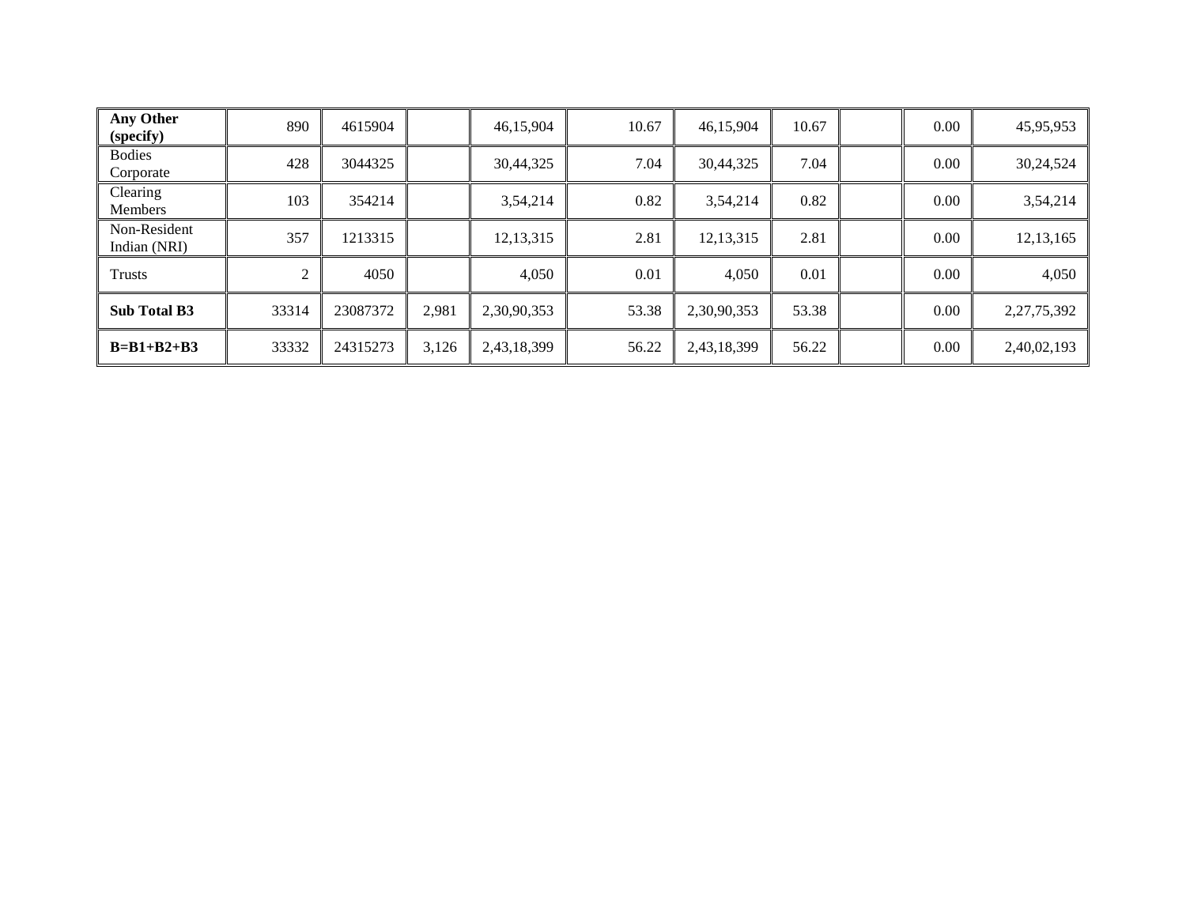| Any Other (specify) | 890 | 4615904 | | 46,15,904 | 10.67 | 46,15,904 | 10.67 | | 0.00 | 45,95,953 |
|---|---|---|---|---|---|---|---|---|---|---|
| Bodies Corporate | 428 | 3044325 | | 30,44,325 | 7.04 | 30,44,325 | 7.04 | | 0.00 | 30,24,524 |
| Clearing Members | 103 | 354214 | | 3,54,214 | 0.82 | 3,54,214 | 0.82 | | 0.00 | 3,54,214 |
| Non-Resident Indian (NRI) | 357 | 1213315 | | 12,13,315 | 2.81 | 12,13,315 | 2.81 | | 0.00 | 12,13,165 |
| Trusts | 2 | 4050 | | 4,050 | 0.01 | 4,050 | 0.01 | | 0.00 | 4,050 |
| **Sub Total B3** | 33314 | 23087372 | 2,981 | 2,30,90,353 | 53.38 | 2,30,90,353 | 53.38 | | 0.00 | 2,27,75,392 |
| **B=B1+B2+B3** | 33332 | 24315273 | 3,126 | 2,43,18,399 | 56.22 | 2,43,18,399 | 56.22 | | 0.00 | 2,40,02,193 |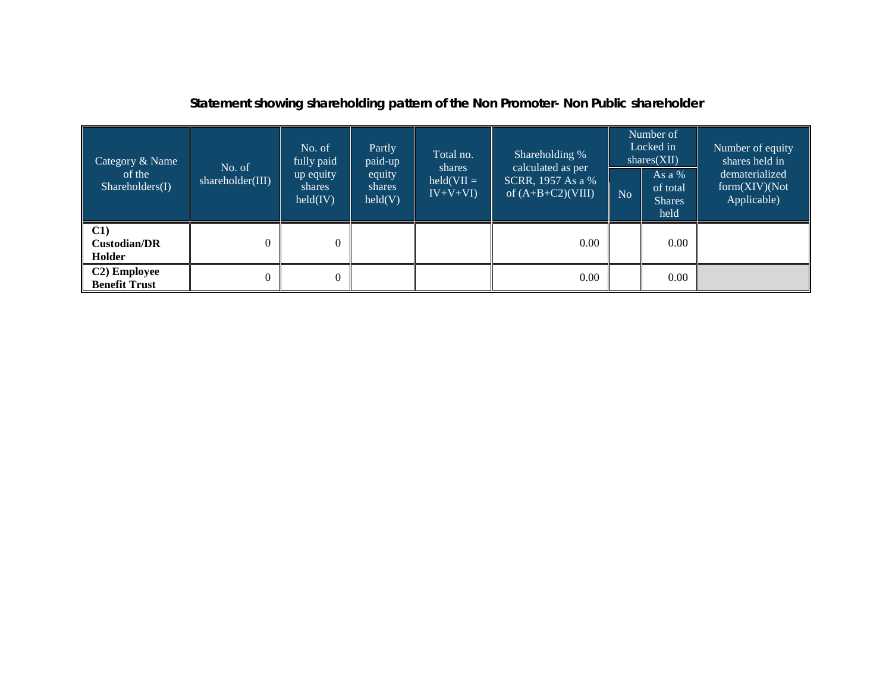### Statement showing shareholding pattern of the Non Promoter- Non Public shareholder

| Category & Name of the Shareholders(I) | No. of shareholder(III) | No. of fully paid up equity shares held(IV) | Partly paid-up equity shares held(V) | Total no. shares held(VII = IV+V+VI) | Shareholding % calculated as per SCRR, 1957 As a % of (A+B+C2)(VIII) | Number of Locked in shares(XII) | | Number of equity shares held in dematerialized form(XIV)(Not Applicable) |
|---|---|---|---|---|---|---|---|---|
| | | | | | | No | As a % of total Shares held | |
| **C1) Custodian/DR Holder** | 0 | 0 | | | 0.00 | | 0.00 | |
| **C2) Employee Benefit Trust** | 0 | 0 | | | 0.00 | | 0.00 | |